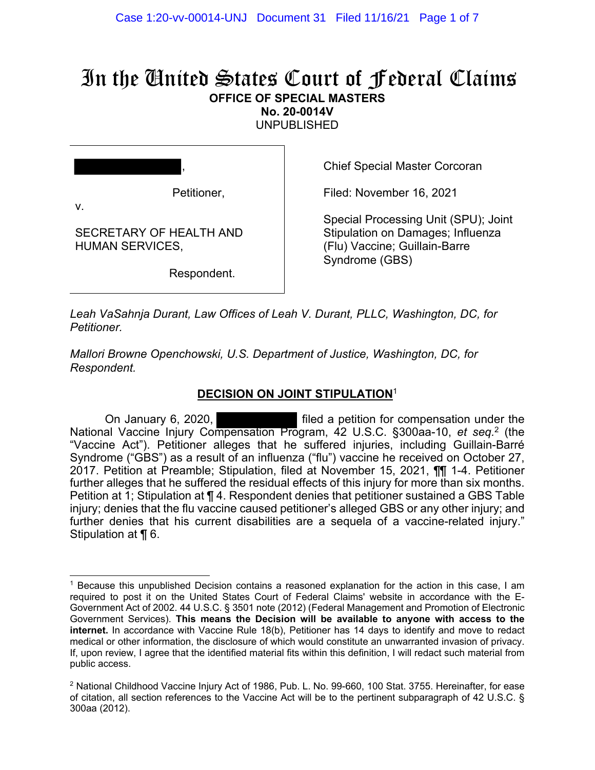# In the United States Court of Federal Claims

**OFFICE OF SPECIAL MASTERS**
**No. 20-0014V**
UNPUBLISHED

████████████,

Petitioner,

v.

SECRETARY OF HEALTH AND HUMAN SERVICES,

Respondent.

Chief Special Master Corcoran

Filed: November 16, 2021

Special Processing Unit (SPU); Joint Stipulation on Damages; Influenza (Flu) Vaccine; Guillain-Barre Syndrome (GBS)

*Leah VaSahnja Durant, Law Offices of Leah V. Durant, PLLC, Washington, DC, for Petitioner.*

*Mallori Browne Openchowski, U.S. Department of Justice, Washington, DC, for Respondent.*

## DECISION ON JOINT STIPULATION[1]

On January 6, 2020, ████████████ filed a petition for compensation under the National Vaccine Injury Compensation Program, 42 U.S.C. §300aa-10, *et seq.*[2] (the "Vaccine Act"). Petitioner alleges that he suffered injuries, including Guillain-Barré Syndrome ("GBS") as a result of an influenza ("flu") vaccine he received on October 27, 2017. Petition at Preamble; Stipulation, filed at November 15, 2021, ¶¶ 1-4. Petitioner further alleges that he suffered the residual effects of this injury for more than six months. Petition at 1; Stipulation at ¶ 4. Respondent denies that petitioner sustained a GBS Table injury; denies that the flu vaccine caused petitioner's alleged GBS or any other injury; and further denies that his current disabilities are a sequela of a vaccine-related injury." Stipulation at ¶ 6.

---

[1] Because this unpublished Decision contains a reasoned explanation for the action in this case, I am required to post it on the United States Court of Federal Claims' website in accordance with the E-Government Act of 2002. 44 U.S.C. § 3501 note (2012) (Federal Management and Promotion of Electronic Government Services). **This means the Decision will be available to anyone with access to the internet.** In accordance with Vaccine Rule 18(b), Petitioner has 14 days to identify and move to redact medical or other information, the disclosure of which would constitute an unwarranted invasion of privacy. If, upon review, I agree that the identified material fits within this definition, I will redact such material from public access.

[2] National Childhood Vaccine Injury Act of 1986, Pub. L. No. 99-660, 100 Stat. 3755. Hereinafter, for ease of citation, all section references to the Vaccine Act will be to the pertinent subparagraph of 42 U.S.C. § 300aa (2012).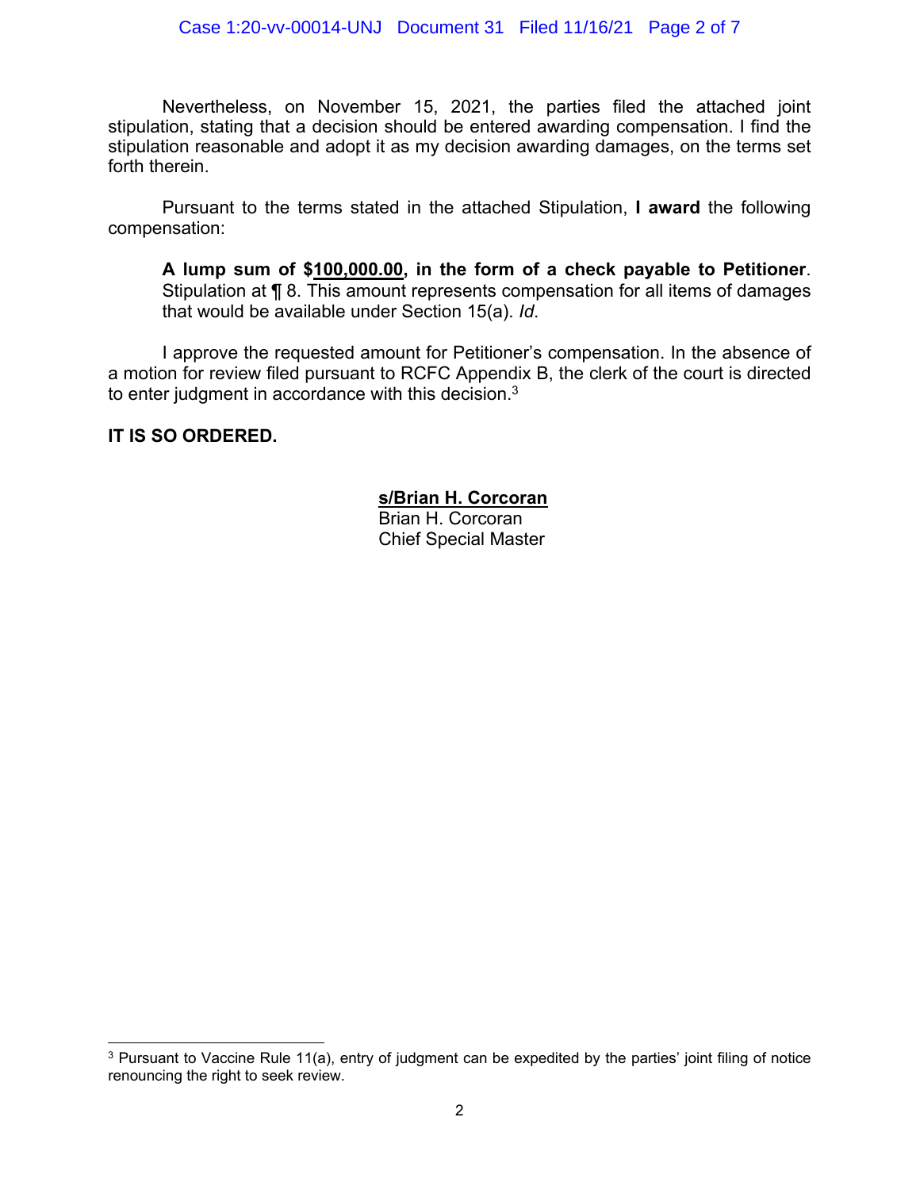Nevertheless, on November 15, 2021, the parties filed the attached joint stipulation, stating that a decision should be entered awarding compensation. I find the stipulation reasonable and adopt it as my decision awarding damages, on the terms set forth therein.

Pursuant to the terms stated in the attached Stipulation, **I award** the following compensation:

> **A lump sum of $100,000.00, in the form of a check payable to Petitioner**. Stipulation at ¶ 8. This amount represents compensation for all items of damages that would be available under Section 15(a). *Id*.

I approve the requested amount for Petitioner's compensation. In the absence of a motion for review filed pursuant to RCFC Appendix B, the clerk of the court is directed to enter judgment in accordance with this decision.[3]

**IT IS SO ORDERED.**

**s/Brian H. Corcoran**
Brian H. Corcoran
Chief Special Master

---

[3] Pursuant to Vaccine Rule 11(a), entry of judgment can be expedited by the parties' joint filing of notice renouncing the right to seek review.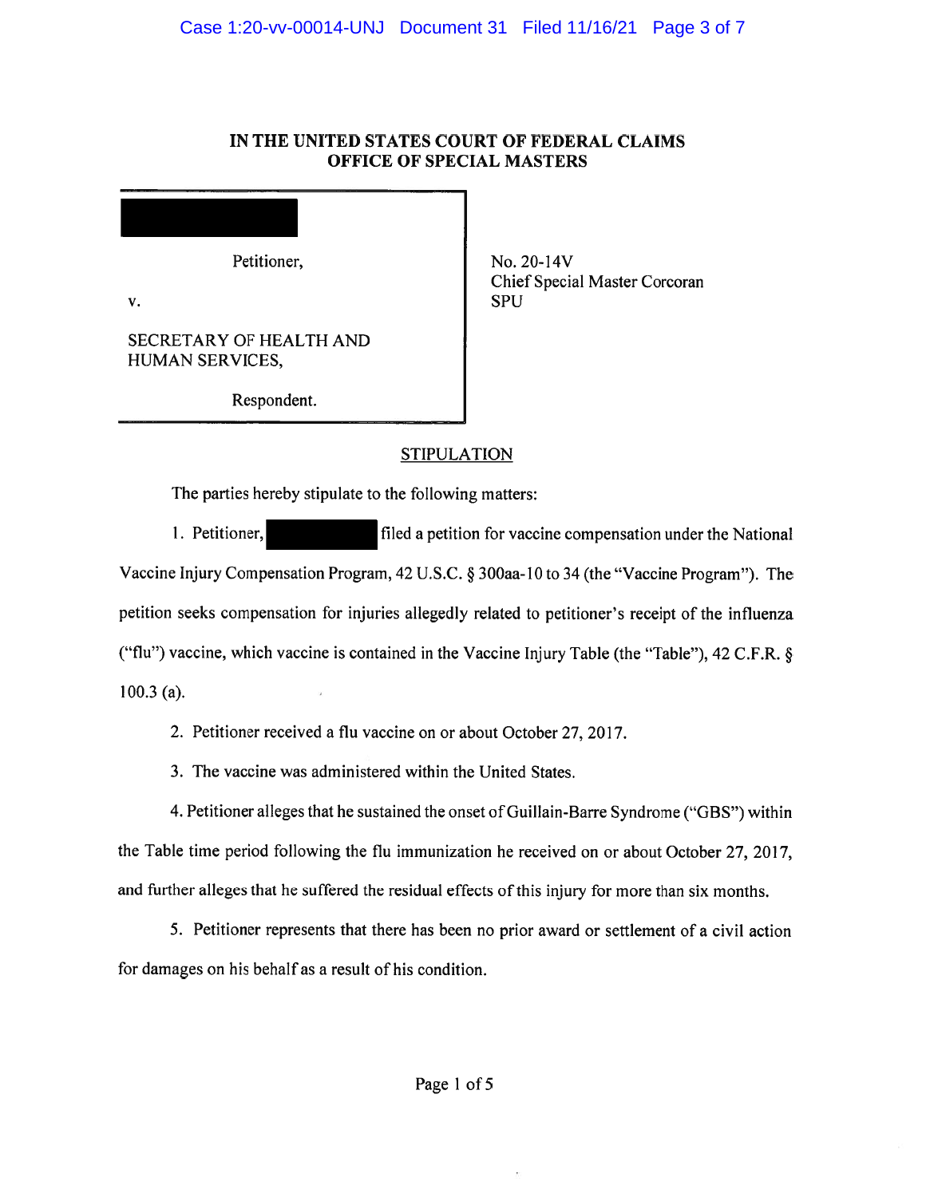# IN THE UNITED STATES COURT OF FEDERAL CLAIMS
## OFFICE OF SPECIAL MASTERS

| | |
|---|---|
| [REDACTED]<br><br>Petitioner,<br><br>v.<br><br>SECRETARY OF HEALTH AND HUMAN SERVICES,<br><br>Respondent. | No. 20-14V<br>Chief Special Master Corcoran<br>SPU |

## STIPULATION

The parties hereby stipulate to the following matters:

1. Petitioner, [REDACTED] filed a petition for vaccine compensation under the National Vaccine Injury Compensation Program, 42 U.S.C. § 300aa-10 to 34 (the "Vaccine Program"). The petition seeks compensation for injuries allegedly related to petitioner's receipt of the influenza ("flu") vaccine, which vaccine is contained in the Vaccine Injury Table (the "Table"), 42 C.F.R. § 100.3 (a).

2. Petitioner received a flu vaccine on or about October 27, 2017.

3. The vaccine was administered within the United States.

4. Petitioner alleges that he sustained the onset of Guillain-Barre Syndrome ("GBS") within the Table time period following the flu immunization he received on or about October 27, 2017, and further alleges that he suffered the residual effects of this injury for more than six months.

5. Petitioner represents that there has been no prior award or settlement of a civil action for damages on his behalf as a result of his condition.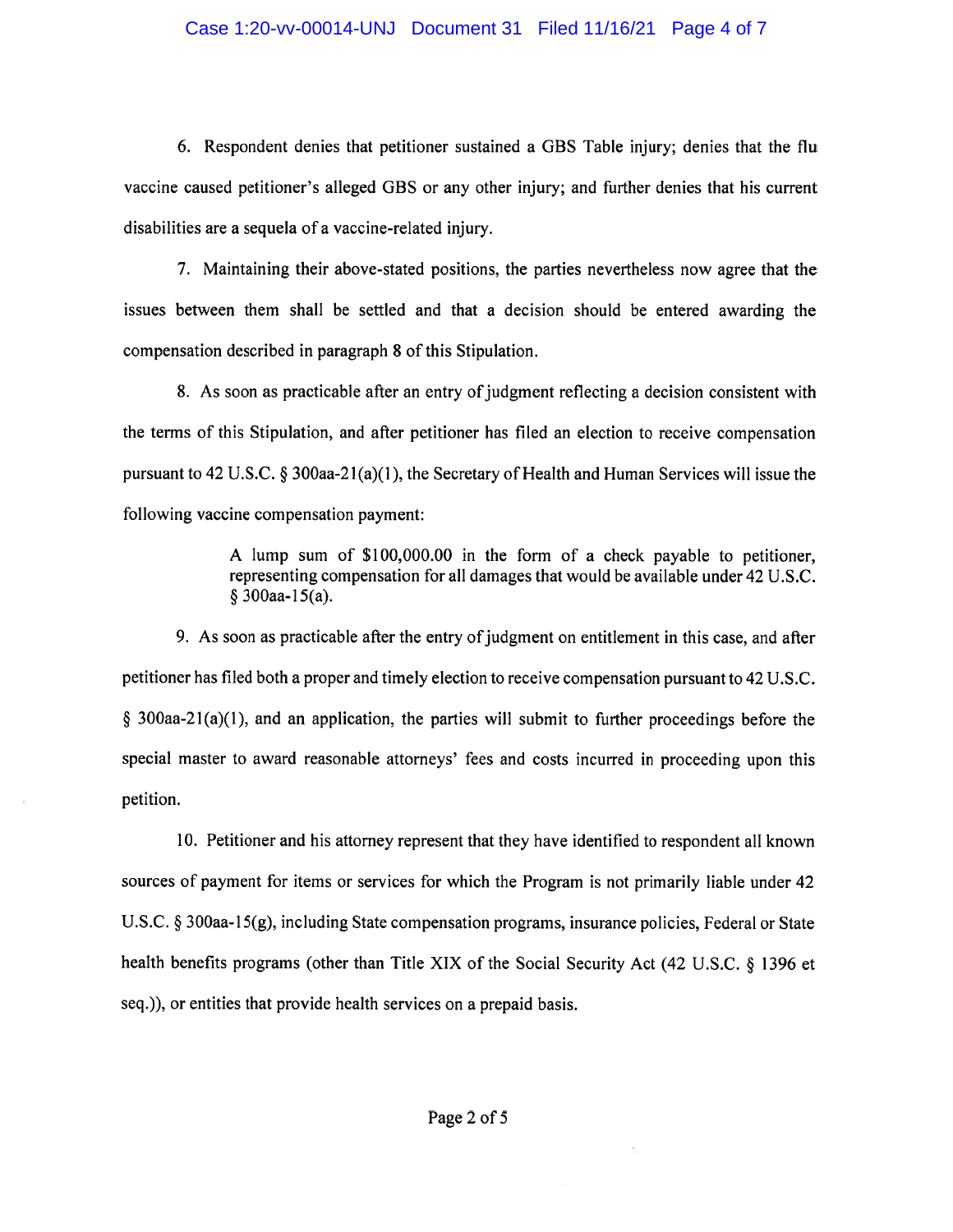6. Respondent denies that petitioner sustained a GBS Table injury; denies that the flu vaccine caused petitioner's alleged GBS or any other injury; and further denies that his current disabilities are a sequela of a vaccine-related injury.

7. Maintaining their above-stated positions, the parties nevertheless now agree that the issues between them shall be settled and that a decision should be entered awarding the compensation described in paragraph 8 of this Stipulation.

8. As soon as practicable after an entry of judgment reflecting a decision consistent with the terms of this Stipulation, and after petitioner has filed an election to receive compensation pursuant to 42 U.S.C. § 300aa-21(a)(1), the Secretary of Health and Human Services will issue the following vaccine compensation payment:

> A lump sum of $100,000.00 in the form of a check payable to petitioner, representing compensation for all damages that would be available under 42 U.S.C. § 300aa-15(a).

9. As soon as practicable after the entry of judgment on entitlement in this case, and after petitioner has filed both a proper and timely election to receive compensation pursuant to 42 U.S.C. § 300aa-21(a)(1), and an application, the parties will submit to further proceedings before the special master to award reasonable attorneys' fees and costs incurred in proceeding upon this petition.

10. Petitioner and his attorney represent that they have identified to respondent all known sources of payment for items or services for which the Program is not primarily liable under 42 U.S.C. § 300aa-15(g), including State compensation programs, insurance policies, Federal or State health benefits programs (other than Title XIX of the Social Security Act (42 U.S.C. § 1396 et seq.)), or entities that provide health services on a prepaid basis.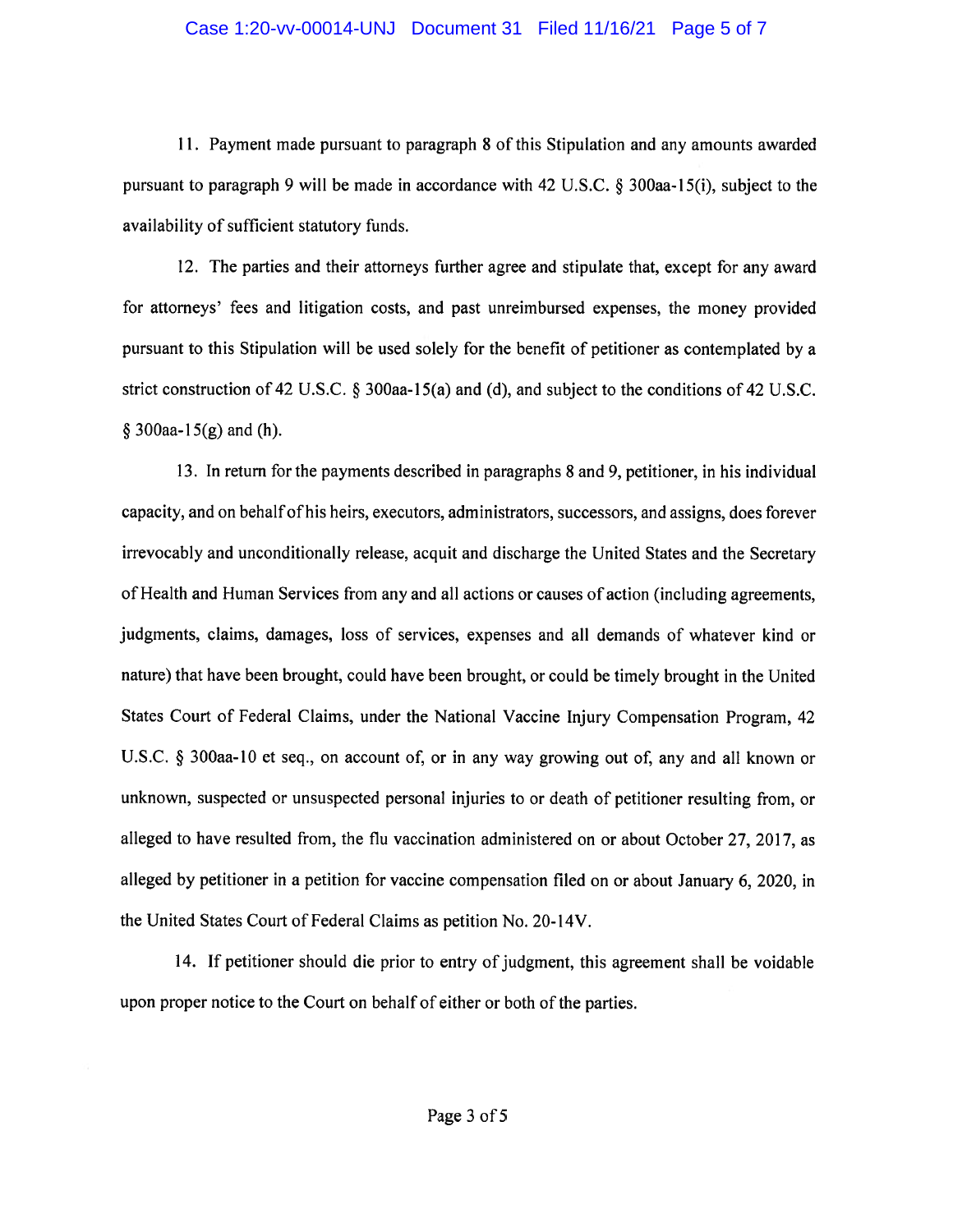11. Payment made pursuant to paragraph 8 of this Stipulation and any amounts awarded pursuant to paragraph 9 will be made in accordance with 42 U.S.C. § 300aa-15(i), subject to the availability of sufficient statutory funds.

12. The parties and their attorneys further agree and stipulate that, except for any award for attorneys' fees and litigation costs, and past unreimbursed expenses, the money provided pursuant to this Stipulation will be used solely for the benefit of petitioner as contemplated by a strict construction of 42 U.S.C. § 300aa-15(a) and (d), and subject to the conditions of 42 U.S.C. § 300aa-15(g) and (h).

13. In return for the payments described in paragraphs 8 and 9, petitioner, in his individual capacity, and on behalf of his heirs, executors, administrators, successors, and assigns, does forever irrevocably and unconditionally release, acquit and discharge the United States and the Secretary of Health and Human Services from any and all actions or causes of action (including agreements, judgments, claims, damages, loss of services, expenses and all demands of whatever kind or nature) that have been brought, could have been brought, or could be timely brought in the United States Court of Federal Claims, under the National Vaccine Injury Compensation Program, 42 U.S.C. § 300aa-10 et seq., on account of, or in any way growing out of, any and all known or unknown, suspected or unsuspected personal injuries to or death of petitioner resulting from, or alleged to have resulted from, the flu vaccination administered on or about October 27, 2017, as alleged by petitioner in a petition for vaccine compensation filed on or about January 6, 2020, in the United States Court of Federal Claims as petition No. 20-14V.

14. If petitioner should die prior to entry of judgment, this agreement shall be voidable upon proper notice to the Court on behalf of either or both of the parties.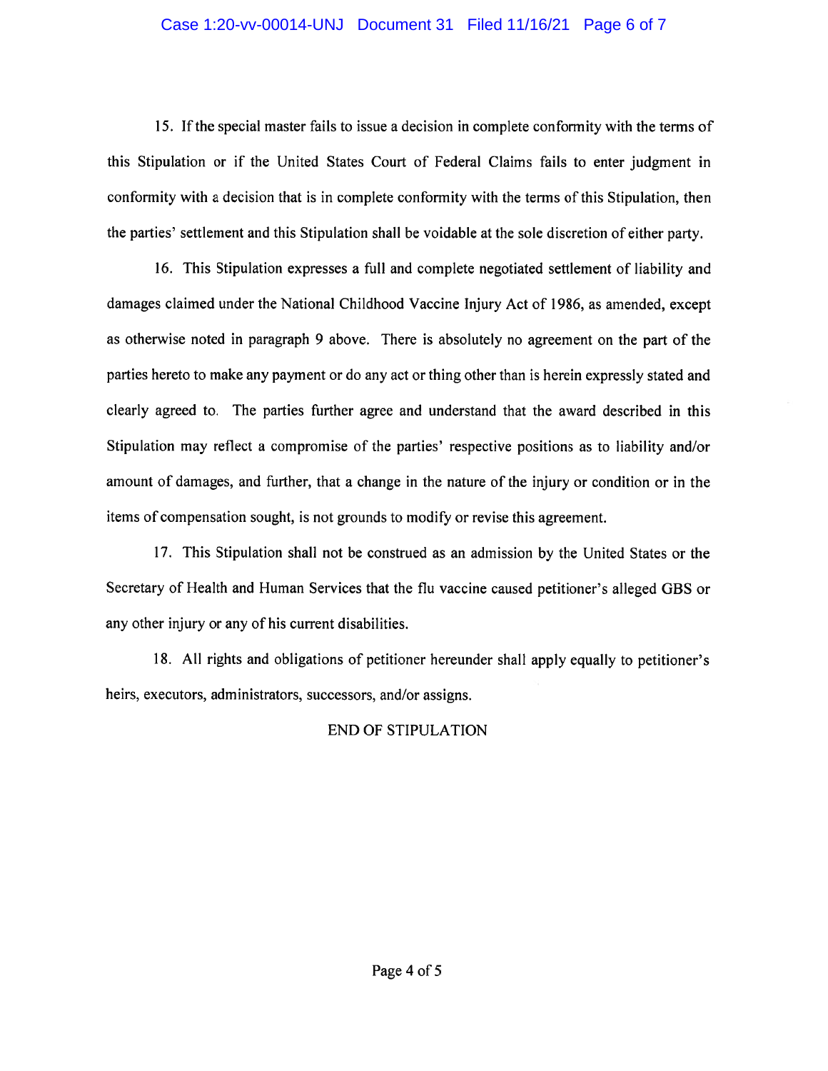15. If the special master fails to issue a decision in complete conformity with the terms of this Stipulation or if the United States Court of Federal Claims fails to enter judgment in conformity with a decision that is in complete conformity with the terms of this Stipulation, then the parties' settlement and this Stipulation shall be voidable at the sole discretion of either party.

16. This Stipulation expresses a full and complete negotiated settlement of liability and damages claimed under the National Childhood Vaccine Injury Act of 1986, as amended, except as otherwise noted in paragraph 9 above. There is absolutely no agreement on the part of the parties hereto to make any payment or do any act or thing other than is herein expressly stated and clearly agreed to. The parties further agree and understand that the award described in this Stipulation may reflect a compromise of the parties' respective positions as to liability and/or amount of damages, and further, that a change in the nature of the injury or condition or in the items of compensation sought, is not grounds to modify or revise this agreement.

17. This Stipulation shall not be construed as an admission by the United States or the Secretary of Health and Human Services that the flu vaccine caused petitioner's alleged GBS or any other injury or any of his current disabilities.

18. All rights and obligations of petitioner hereunder shall apply equally to petitioner's heirs, executors, administrators, successors, and/or assigns.

END OF STIPULATION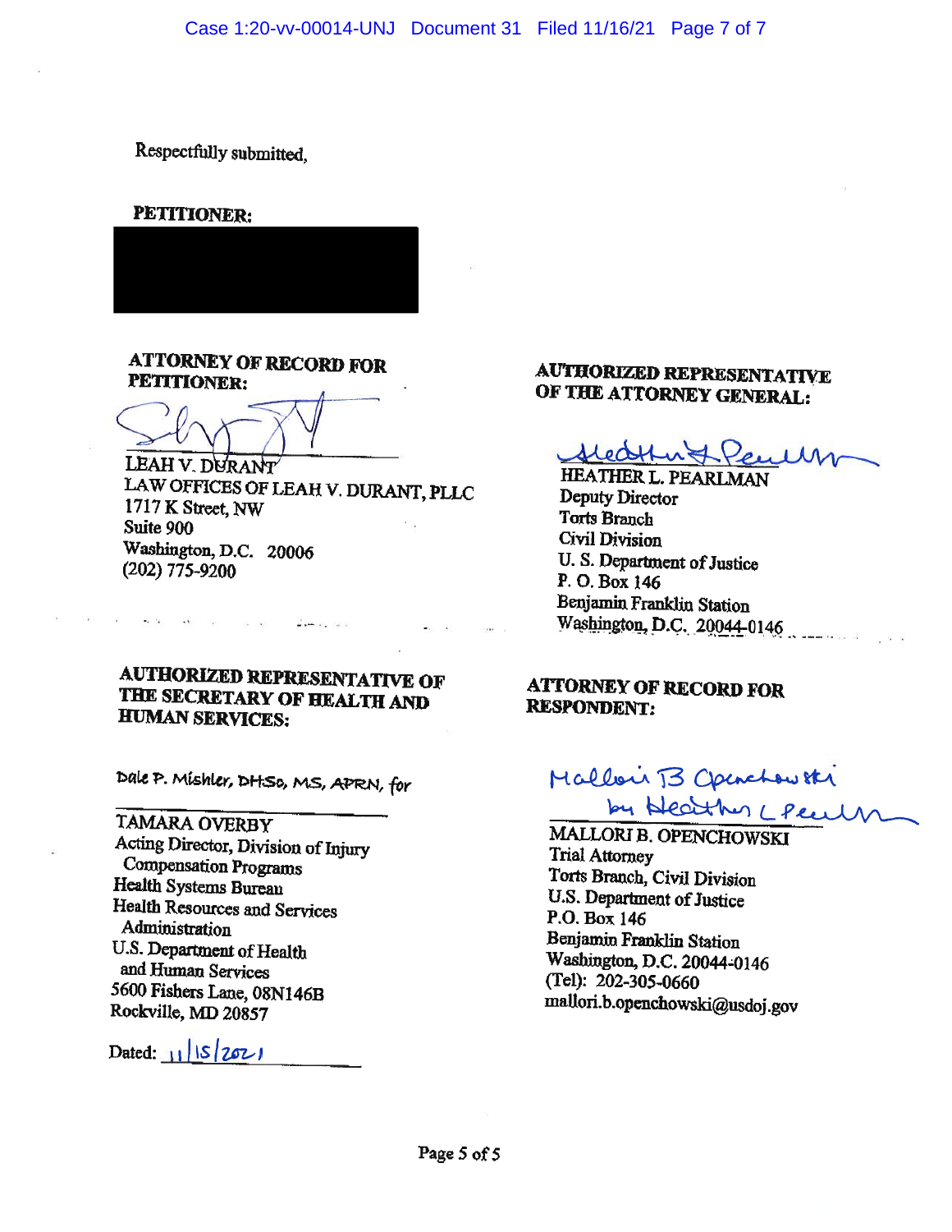Respectfully submitted,

**PETITIONER:**

**ATTORNEY OF RECORD FOR PETITIONER:**

LEAH V. DURANT
LAW OFFICES OF LEAH V. DURANT, PLLC
1717 K Street, NW
Suite 900
Washington, D.C. 20006
(202) 775-9200

**AUTHORIZED REPRESENTATIVE OF THE ATTORNEY GENERAL:**

HEATHER L. PEARLMAN
Deputy Director
Torts Branch
Civil Division
U. S. Department of Justice
P. O. Box 146
Benjamin Franklin Station
Washington, D.C. 20044-0146

**AUTHORIZED REPRESENTATIVE OF THE SECRETARY OF HEALTH AND HUMAN SERVICES:**

Dale P. Mishler, DHSc, MS, APRN, for

TAMARA OVERBY
Acting Director, Division of Injury Compensation Programs
Health Systems Bureau
Health Resources and Services Administration
U.S. Department of Health and Human Services
5600 Fishers Lane, 08N146B
Rockville, MD 20857

**ATTORNEY OF RECORD FOR RESPONDENT:**

Mallori B Openchowski by Heather L Pearlman

MALLORI B. OPENCHOWSKI
Trial Attorney
Torts Branch, Civil Division
U.S. Department of Justice
P.O. Box 146
Benjamin Franklin Station
Washington, D.C. 20044-0146
(Tel): 202-305-0660
mallori.b.openchowski@usdoj.gov

Dated: 11/15/2021